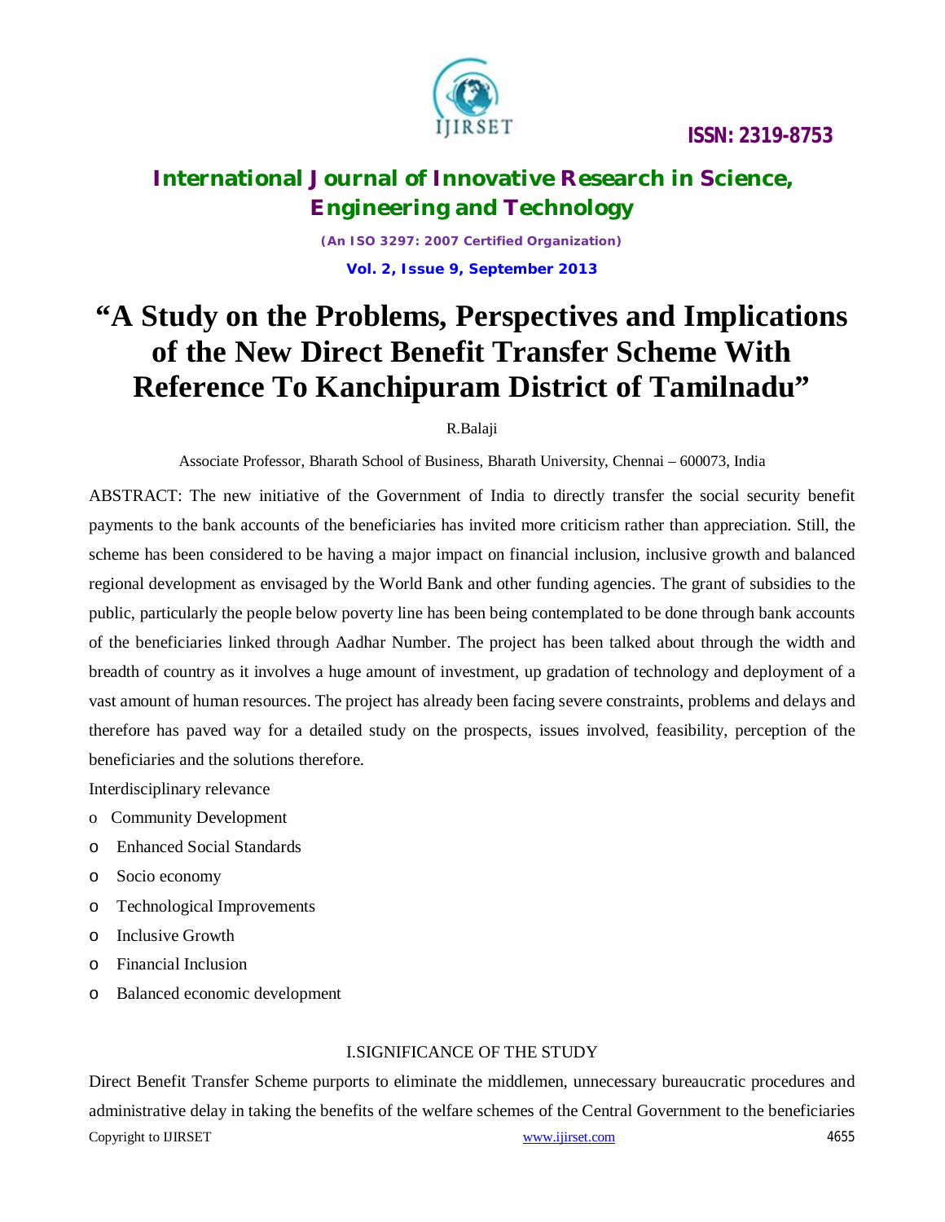# "A Study on the Problems, Perspectives and Implications of the New Direct Benefit Transfer Scheme With Reference To Kanchipuram District of Tamilnadu"

R.Balaji

Associate Professor, Bharath School of Business, Bharath University, Chennai – 600073, India

ABSTRACT: The new initiative of the Government of India to directly transfer the social security benefit payments to the bank accounts of the beneficiaries has invited more criticism rather than appreciation. Still, the scheme has been considered to be having a major impact on financial inclusion, inclusive growth and balanced regional development as envisaged by the World Bank and other funding agencies. The grant of subsidies to the public, particularly the people below poverty line has been being contemplated to be done through bank accounts of the beneficiaries linked through Aadhar Number. The project has been talked about through the width and breadth of country as it involves a huge amount of investment, up gradation of technology and deployment of a vast amount of human resources. The project has already been facing severe constraints, problems and delays and therefore has paved way for a detailed study on the prospects, issues involved, feasibility, perception of the beneficiaries and the solutions therefore.

Interdisciplinary relevance

- Community Development
- Enhanced Social Standards
- Socio economy
- Technological Improvements
- Inclusive Growth
- Financial Inclusion
- Balanced economic development

## I.SIGNIFICANCE OF THE STUDY

Direct Benefit Transfer Scheme purports to eliminate the middlemen, unnecessary bureaucratic procedures and administrative delay in taking the benefits of the welfare schemes of the Central Government to the beneficiaries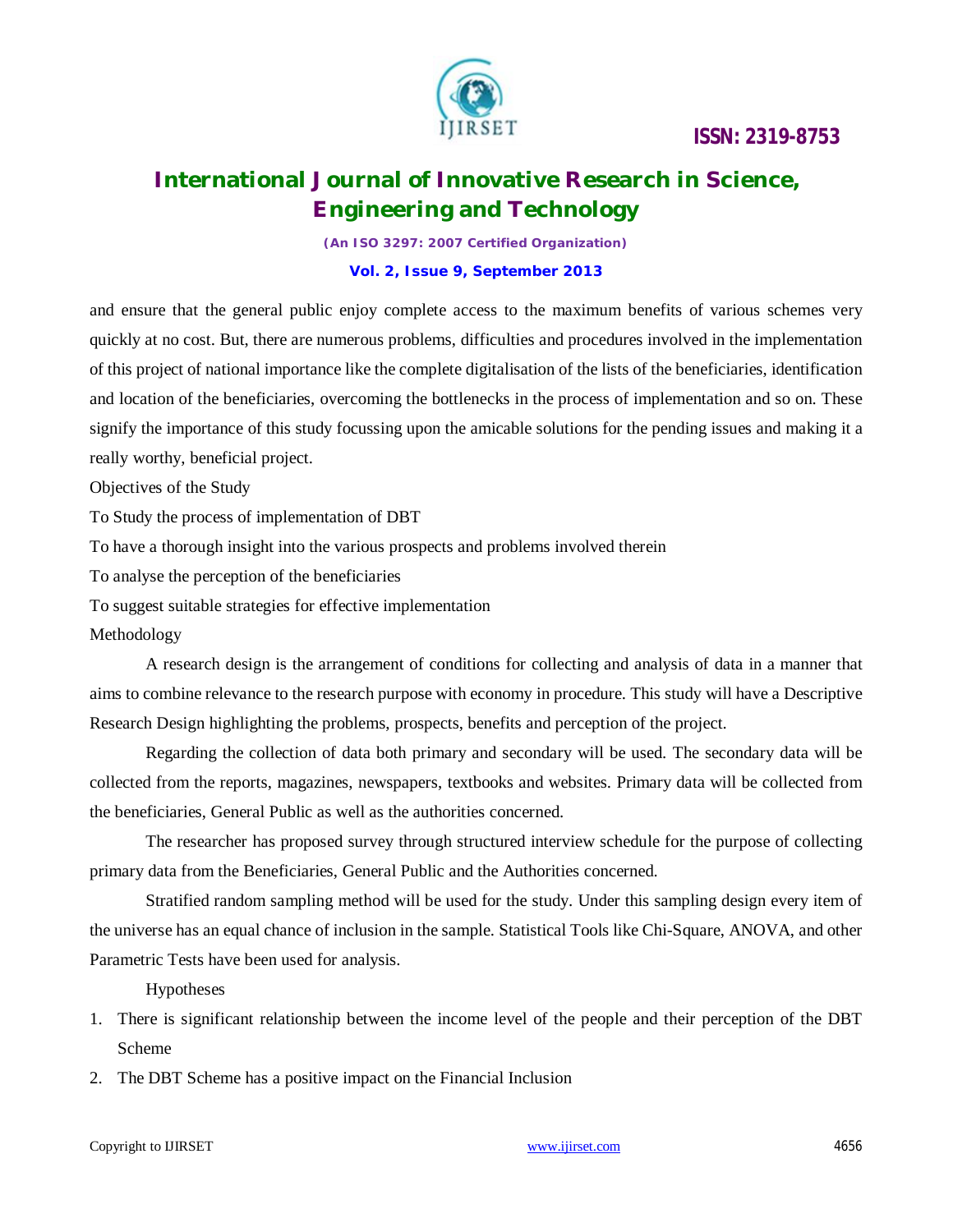and ensure that the general public enjoy complete access to the maximum benefits of various schemes very quickly at no cost. But, there are numerous problems, difficulties and procedures involved in the implementation of this project of national importance like the complete digitalisation of the lists of the beneficiaries, identification and location of the beneficiaries, overcoming the bottlenecks in the process of implementation and so on. These signify the importance of this study focussing upon the amicable solutions for the pending issues and making it a really worthy, beneficial project.

Objectives of the Study

To Study the process of implementation of DBT

To have a thorough insight into the various prospects and problems involved therein

To analyse the perception of the beneficiaries

To suggest suitable strategies for effective implementation

Methodology

A research design is the arrangement of conditions for collecting and analysis of data in a manner that aims to combine relevance to the research purpose with economy in procedure. This study will have a Descriptive Research Design highlighting the problems, prospects, benefits and perception of the project.

Regarding the collection of data both primary and secondary will be used. The secondary data will be collected from the reports, magazines, newspapers, textbooks and websites. Primary data will be collected from the beneficiaries, General Public as well as the authorities concerned.

The researcher has proposed survey through structured interview schedule for the purpose of collecting primary data from the Beneficiaries, General Public and the Authorities concerned.

Stratified random sampling method will be used for the study. Under this sampling design every item of the universe has an equal chance of inclusion in the sample. Statistical Tools like Chi-Square, ANOVA, and other Parametric Tests have been used for analysis.

Hypotheses

1. There is significant relationship between the income level of the people and their perception of the DBT Scheme
2. The DBT Scheme has a positive impact on the Financial Inclusion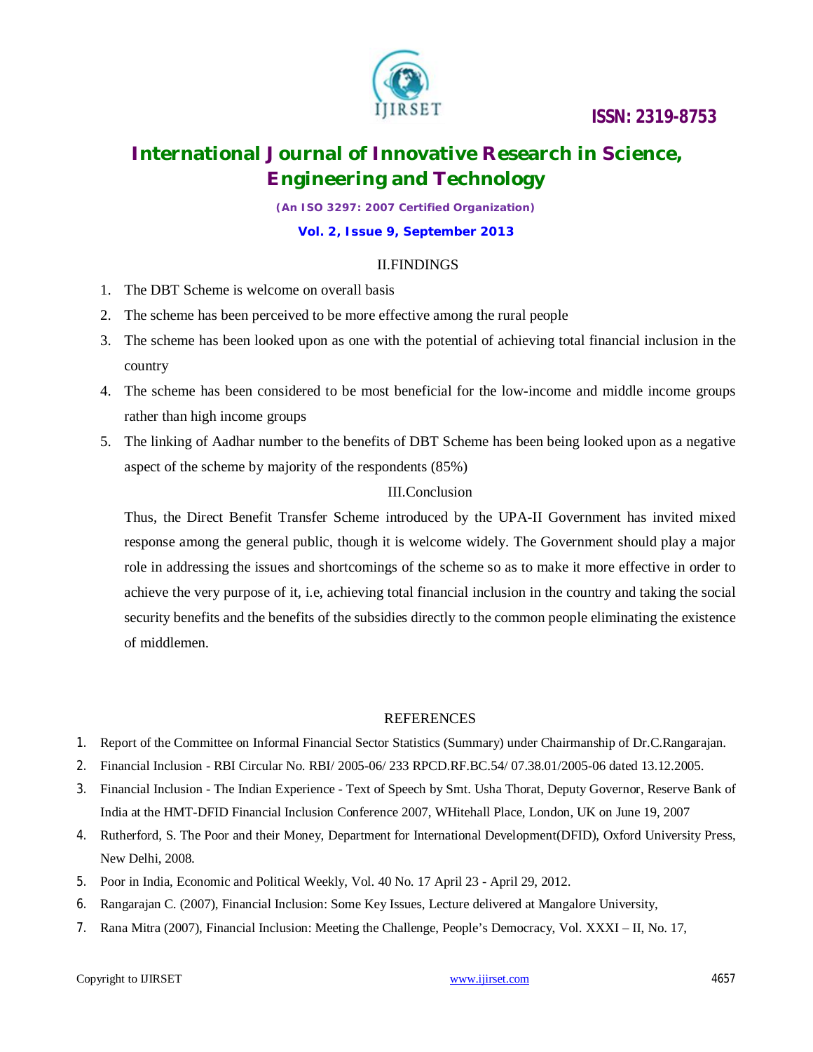## II.FINDINGS

1. The DBT Scheme is welcome on overall basis
2. The scheme has been perceived to be more effective among the rural people
3. The scheme has been looked upon as one with the potential of achieving total financial inclusion in the country
4. The scheme has been considered to be most beneficial for the low-income and middle income groups rather than high income groups
5. The linking of Aadhar number to the benefits of DBT Scheme has been being looked upon as a negative aspect of the scheme by majority of the respondents (85%)

## III.Conclusion

Thus, the Direct Benefit Transfer Scheme introduced by the UPA-II Government has invited mixed response among the general public, though it is welcome widely. The Government should play a major role in addressing the issues and shortcomings of the scheme so as to make it more effective in order to achieve the very purpose of it, i.e, achieving total financial inclusion in the country and taking the social security benefits and the benefits of the subsidies directly to the common people eliminating the existence of middlemen.

## REFERENCES

1. Report of the Committee on Informal Financial Sector Statistics (Summary) under Chairmanship of Dr.C.Rangarajan.
2. Financial Inclusion - RBI Circular No. RBI/ 2005-06/ 233 RPCD.RF.BC.54/ 07.38.01/2005-06 dated 13.12.2005.
3. Financial Inclusion - The Indian Experience - Text of Speech by Smt. Usha Thorat, Deputy Governor, Reserve Bank of India at the HMT-DFID Financial Inclusion Conference 2007, WHitehall Place, London, UK on June 19, 2007
4. Rutherford, S. The Poor and their Money, Department for International Development(DFID), Oxford University Press, New Delhi, 2008.
5. Poor in India, Economic and Political Weekly, Vol. 40 No. 17 April 23 - April 29, 2012.
6. Rangarajan C. (2007), Financial Inclusion: Some Key Issues, Lecture delivered at Mangalore University,
7. Rana Mitra (2007), Financial Inclusion: Meeting the Challenge, People's Democracy, Vol. XXXI – II, No. 17,